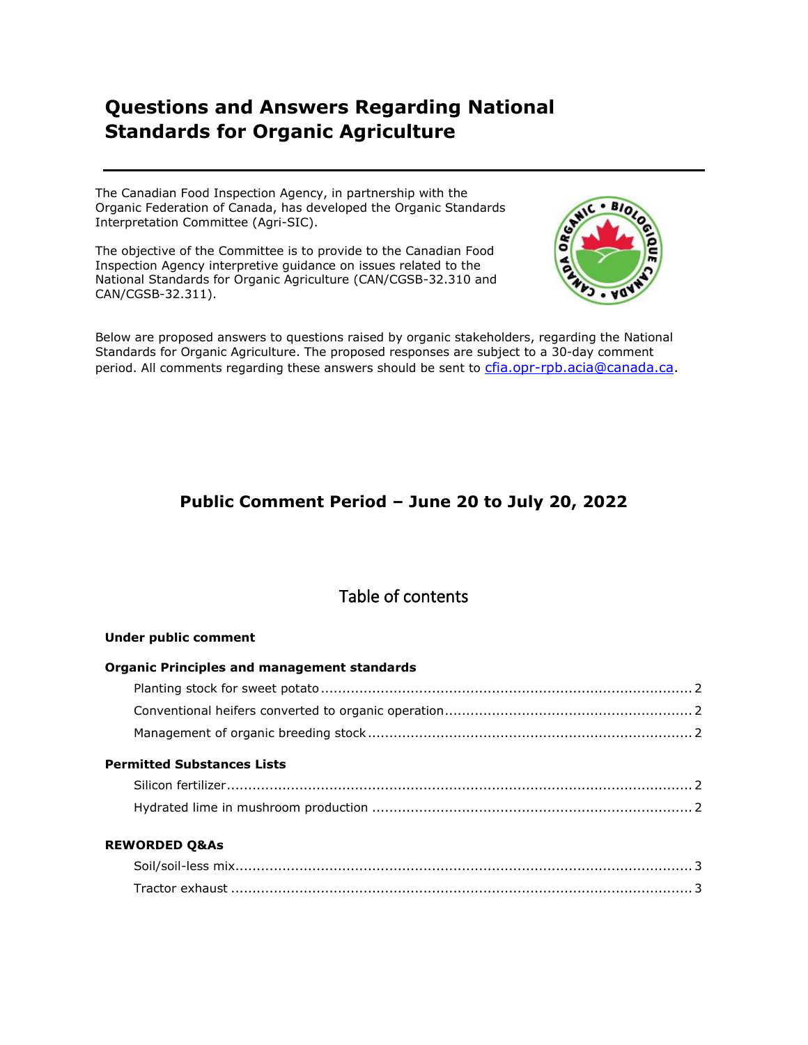# Questions and Answers Regarding National Standards for Organic Agriculture

The Canadian Food Inspection Agency, in partnership with the Organic Federation of Canada, has developed the Organic Standards Interpretation Committee (Agri-SIC).

The objective of the Committee is to provide to the Canadian Food Inspection Agency interpretive guidance on issues related to the National Standards for Organic Agriculture (CAN/CGSB-32.310 and CAN/CGSB-32.311).

Below are proposed answers to questions raised by organic stakeholders, regarding the National Standards for Organic Agriculture. The proposed responses are subject to a 30-day comment period. All comments regarding these answers should be sent to cfia.opr-rpb.acia@canada.ca.

## Public Comment Period – June 20 to July 20, 2022

## Table of contents

**Under public comment**

**Organic Principles and management standards**

- Planting stock for sweet potato ........ 2
- Conventional heifers converted to organic operation ........ 2
- Management of organic breeding stock ........ 2

**Permitted Substances Lists**

- Silicon fertilizer ........ 2
- Hydrated lime in mushroom production ........ 2

**REWORDED Q&As**

- Soil/soil-less mix ........ 3
- Tractor exhaust ........ 3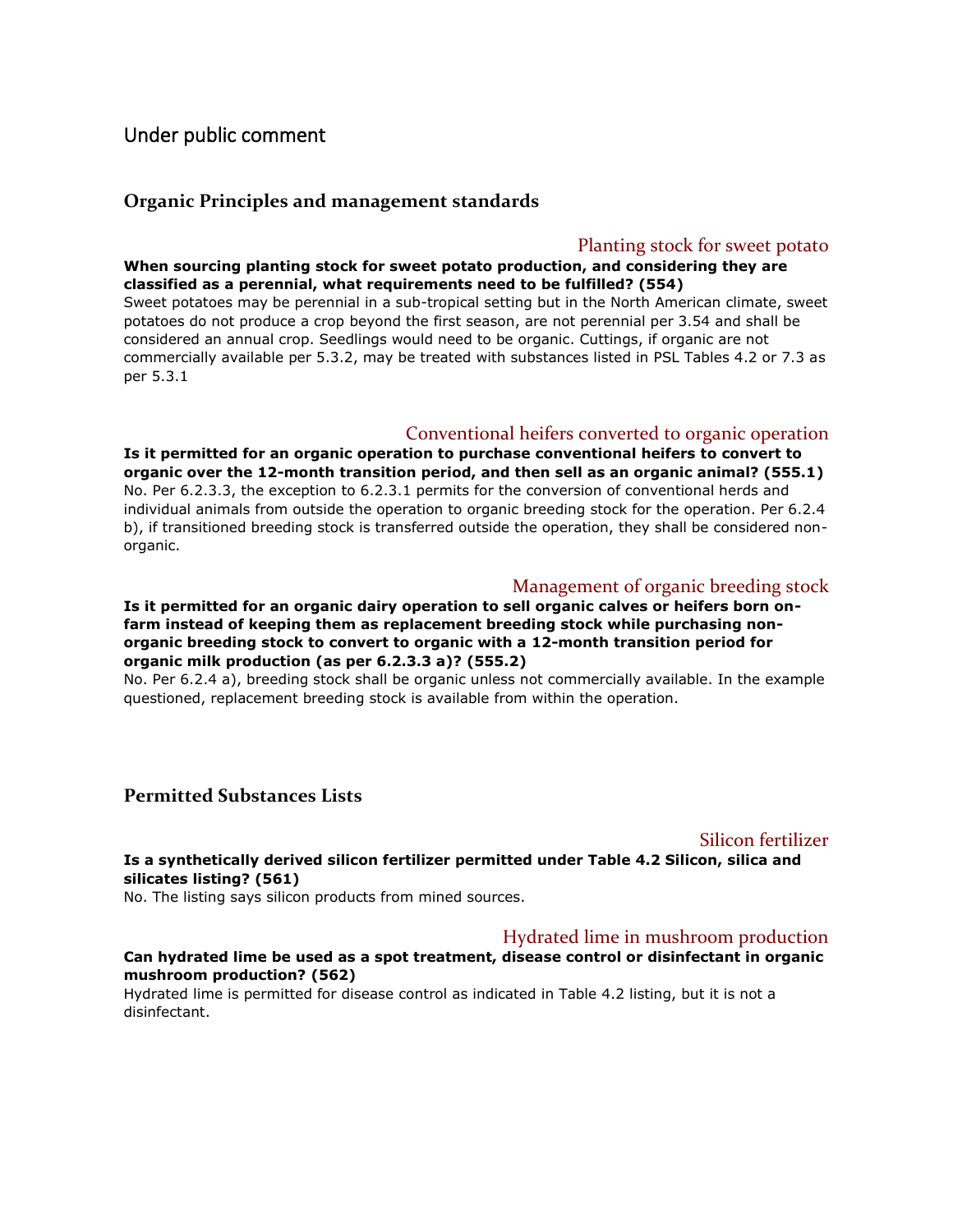## Under public comment

### Organic Principles and management standards

#### Planting stock for sweet potato

**When sourcing planting stock for sweet potato production, and considering they are classified as a perennial, what requirements need to be fulfilled? (554)**

Sweet potatoes may be perennial in a sub-tropical setting but in the North American climate, sweet potatoes do not produce a crop beyond the first season, are not perennial per 3.54 and shall be considered an annual crop. Seedlings would need to be organic. Cuttings, if organic are not commercially available per 5.3.2, may be treated with substances listed in PSL Tables 4.2 or 7.3 as per 5.3.1

#### Conventional heifers converted to organic operation

**Is it permitted for an organic operation to purchase conventional heifers to convert to organic over the 12-month transition period, and then sell as an organic animal? (555.1)**

No. Per 6.2.3.3, the exception to 6.2.3.1 permits for the conversion of conventional herds and individual animals from outside the operation to organic breeding stock for the operation. Per 6.2.4 b), if transitioned breeding stock is transferred outside the operation, they shall be considered non-organic.

#### Management of organic breeding stock

**Is it permitted for an organic dairy operation to sell organic calves or heifers born on-farm instead of keeping them as replacement breeding stock while purchasing non-organic breeding stock to convert to organic with a 12-month transition period for organic milk production (as per 6.2.3.3 a)? (555.2)**

No. Per 6.2.4 a), breeding stock shall be organic unless not commercially available. In the example questioned, replacement breeding stock is available from within the operation.

### Permitted Substances Lists

#### Silicon fertilizer

**Is a synthetically derived silicon fertilizer permitted under Table 4.2 Silicon, silica and silicates listing? (561)**

No. The listing says silicon products from mined sources.

#### Hydrated lime in mushroom production

**Can hydrated lime be used as a spot treatment, disease control or disinfectant in organic mushroom production? (562)**

Hydrated lime is permitted for disease control as indicated in Table 4.2 listing, but it is not a disinfectant.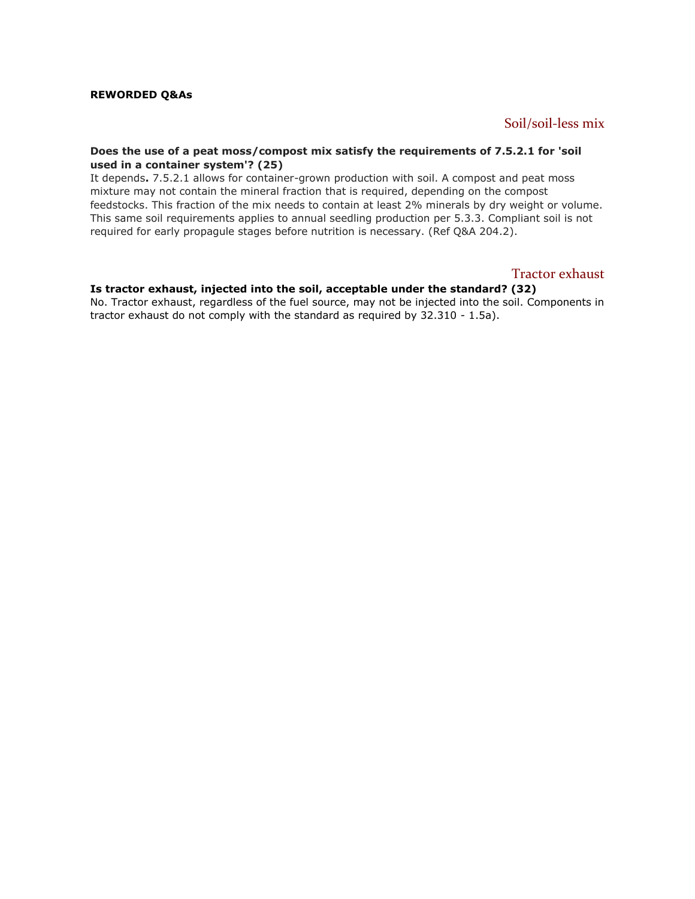**REWORDED Q&As**

## Soil/soil-less mix

**Does the use of a peat moss/compost mix satisfy the requirements of 7.5.2.1 for 'soil used in a container system'? (25)**

It depends**.** 7.5.2.1 allows for container-grown production with soil. A compost and peat moss mixture may not contain the mineral fraction that is required, depending on the compost feedstocks. This fraction of the mix needs to contain at least 2% minerals by dry weight or volume. This same soil requirements applies to annual seedling production per 5.3.3. Compliant soil is not required for early propagule stages before nutrition is necessary. (Ref Q&A 204.2).

## Tractor exhaust

**Is tractor exhaust, injected into the soil, acceptable under the standard? (32)**

No. Tractor exhaust, regardless of the fuel source, may not be injected into the soil. Components in tractor exhaust do not comply with the standard as required by 32.310 - 1.5a).